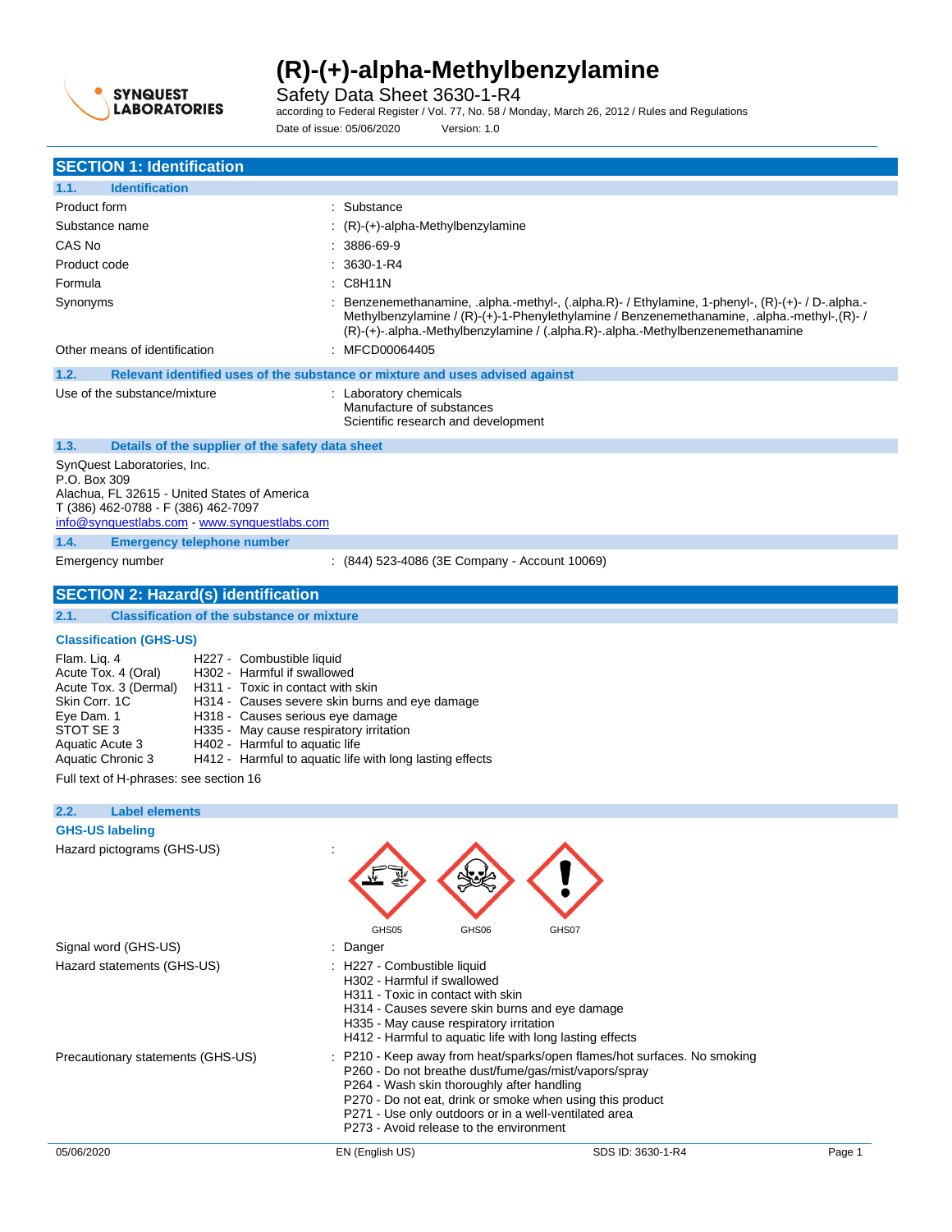# (R)-(+)-alpha-Methylbenzylamine

Safety Data Sheet 3630-1-R4

according to Federal Register / Vol. 77, No. 58 / Monday, March 26, 2012 / Rules and Regulations

Date of issue: 05/06/2020 Version: 1.0

## SECTION 1: Identification

### 1.1. Identification

| | |
|---|---|
| Product form | : Substance |
| Substance name | : (R)-(+)-alpha-Methylbenzylamine |
| CAS No | : 3886-69-9 |
| Product code | : 3630-1-R4 |
| Formula | : C8H11N |
| Synonyms | : Benzenemethanamine, .alpha.-methyl-, (.alpha.R)- / Ethylamine, 1-phenyl-, (R)-(+)- / D-.alpha.-Methylbenzylamine / (R)-(+)-1-Phenylethylamine / Benzenemethanamine, .alpha.-methyl-,(R)- / (R)-(+)-.alpha.-Methylbenzylamine / (.alpha.R)-.alpha.-Methylbenzenemethanamine |
| Other means of identification | : MFCD00064405 |

### 1.2. Relevant identified uses of the substance or mixture and uses advised against

Use of the substance/mixture : Laboratory chemicals
Manufacture of substances
Scientific research and development

### 1.3. Details of the supplier of the safety data sheet

SynQuest Laboratories, Inc.
P.O. Box 309
Alachua, FL 32615 - United States of America
T (386) 462-0788 - F (386) 462-7097
info@synquestlabs.com - www.synquestlabs.com

### 1.4. Emergency telephone number

Emergency number : (844) 523-4086 (3E Company - Account 10069)

## SECTION 2: Hazard(s) identification

### 2.1. Classification of the substance or mixture

**Classification (GHS-US)**

| | |
|---|---|
| Flam. Liq. 4 | H227 - Combustible liquid |
| Acute Tox. 4 (Oral) | H302 - Harmful if swallowed |
| Acute Tox. 3 (Dermal) | H311 - Toxic in contact with skin |
| Skin Corr. 1C | H314 - Causes severe skin burns and eye damage |
| Eye Dam. 1 | H318 - Causes serious eye damage |
| STOT SE 3 | H335 - May cause respiratory irritation |
| Aquatic Acute 3 | H402 - Harmful to aquatic life |
| Aquatic Chronic 3 | H412 - Harmful to aquatic life with long lasting effects |

Full text of H-phrases: see section 16

### 2.2. Label elements

**GHS-US labeling**

Hazard pictograms (GHS-US) : GHS05 GHS06 GHS07

Signal word (GHS-US) : Danger

Hazard statements (GHS-US) : H227 - Combustible liquid
H302 - Harmful if swallowed
H311 - Toxic in contact with skin
H314 - Causes severe skin burns and eye damage
H335 - May cause respiratory irritation
H412 - Harmful to aquatic life with long lasting effects

Precautionary statements (GHS-US) : P210 - Keep away from heat/sparks/open flames/hot surfaces. No smoking
P260 - Do not breathe dust/fume/gas/mist/vapors/spray
P264 - Wash skin thoroughly after handling
P270 - Do not eat, drink or smoke when using this product
P271 - Use only outdoors or in a well-ventilated area
P273 - Avoid release to the environment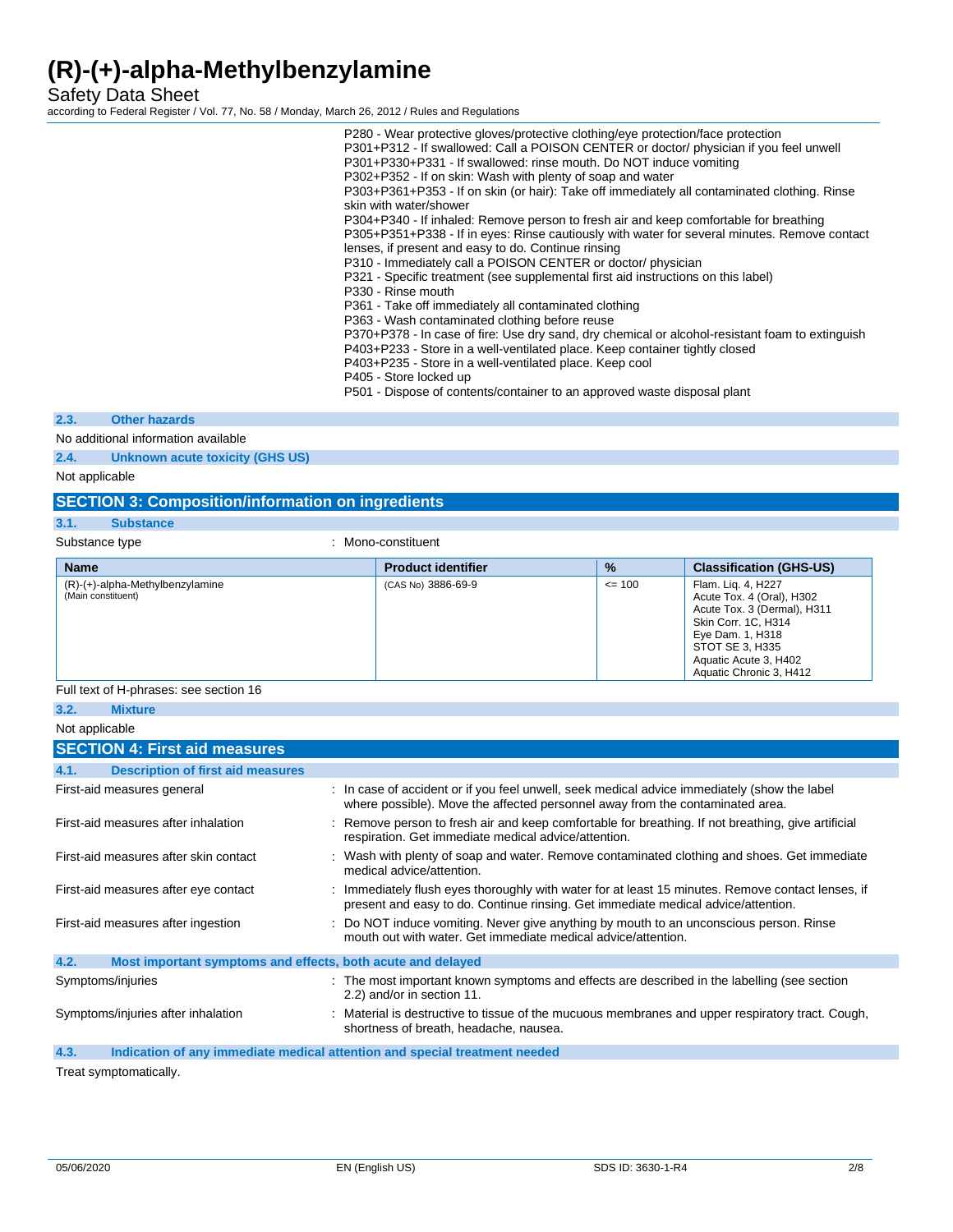P280 - Wear protective gloves/protective clothing/eye protection/face protection
P301+P312 - If swallowed: Call a POISON CENTER or doctor/ physician if you feel unwell
P301+P330+P331 - If swallowed: rinse mouth. Do NOT induce vomiting
P302+P352 - If on skin: Wash with plenty of soap and water
P303+P361+P353 - If on skin (or hair): Take off immediately all contaminated clothing. Rinse skin with water/shower
P304+P340 - If inhaled: Remove person to fresh air and keep comfortable for breathing
P305+P351+P338 - If in eyes: Rinse cautiously with water for several minutes. Remove contact lenses, if present and easy to do. Continue rinsing
P310 - Immediately call a POISON CENTER or doctor/ physician
P321 - Specific treatment (see supplemental first aid instructions on this label)
P330 - Rinse mouth
P361 - Take off immediately all contaminated clothing
P363 - Wash contaminated clothing before reuse
P370+P378 - In case of fire: Use dry sand, dry chemical or alcohol-resistant foam to extinguish
P403+P233 - Store in a well-ventilated place. Keep container tightly closed
P403+P235 - Store in a well-ventilated place. Keep cool
P405 - Store locked up
P501 - Dispose of contents/container to an approved waste disposal plant

### 2.3. Other hazards

No additional information available

### 2.4. Unknown acute toxicity (GHS US)

Not applicable

## SECTION 3: Composition/information on ingredients

### 3.1. Substance

Substance type : Mono-constituent

| Name | Product identifier | % | Classification (GHS-US) |
|---|---|---|---|
| (R)-(+)-alpha-Methylbenzylamine (Main constituent) | (CAS No) 3886-69-9 | <= 100 | Flam. Liq. 4, H227<br>Acute Tox. 4 (Oral), H302<br>Acute Tox. 3 (Dermal), H311<br>Skin Corr. 1C, H314<br>Eye Dam. 1, H318<br>STOT SE 3, H335<br>Aquatic Acute 3, H402<br>Aquatic Chronic 3, H412 |

Full text of H-phrases: see section 16

### 3.2. Mixture

Not applicable

## SECTION 4: First aid measures

### 4.1. Description of first aid measures

First-aid measures general : In case of accident or if you feel unwell, seek medical advice immediately (show the label where possible). Move the affected personnel away from the contaminated area.

First-aid measures after inhalation : Remove person to fresh air and keep comfortable for breathing. If not breathing, give artificial respiration. Get immediate medical advice/attention.

First-aid measures after skin contact : Wash with plenty of soap and water. Remove contaminated clothing and shoes. Get immediate medical advice/attention.

First-aid measures after eye contact : Immediately flush eyes thoroughly with water for at least 15 minutes. Remove contact lenses, if present and easy to do. Continue rinsing. Get immediate medical advice/attention.

First-aid measures after ingestion : Do NOT induce vomiting. Never give anything by mouth to an unconscious person. Rinse mouth out with water. Get immediate medical advice/attention.

### 4.2. Most important symptoms and effects, both acute and delayed

Symptoms/injuries : The most important known symptoms and effects are described in the labelling (see section 2.2) and/or in section 11.

Symptoms/injuries after inhalation : Material is destructive to tissue of the mucuous membranes and upper respiratory tract. Cough, shortness of breath, headache, nausea.

### 4.3. Indication of any immediate medical attention and special treatment needed

Treat symptomatically.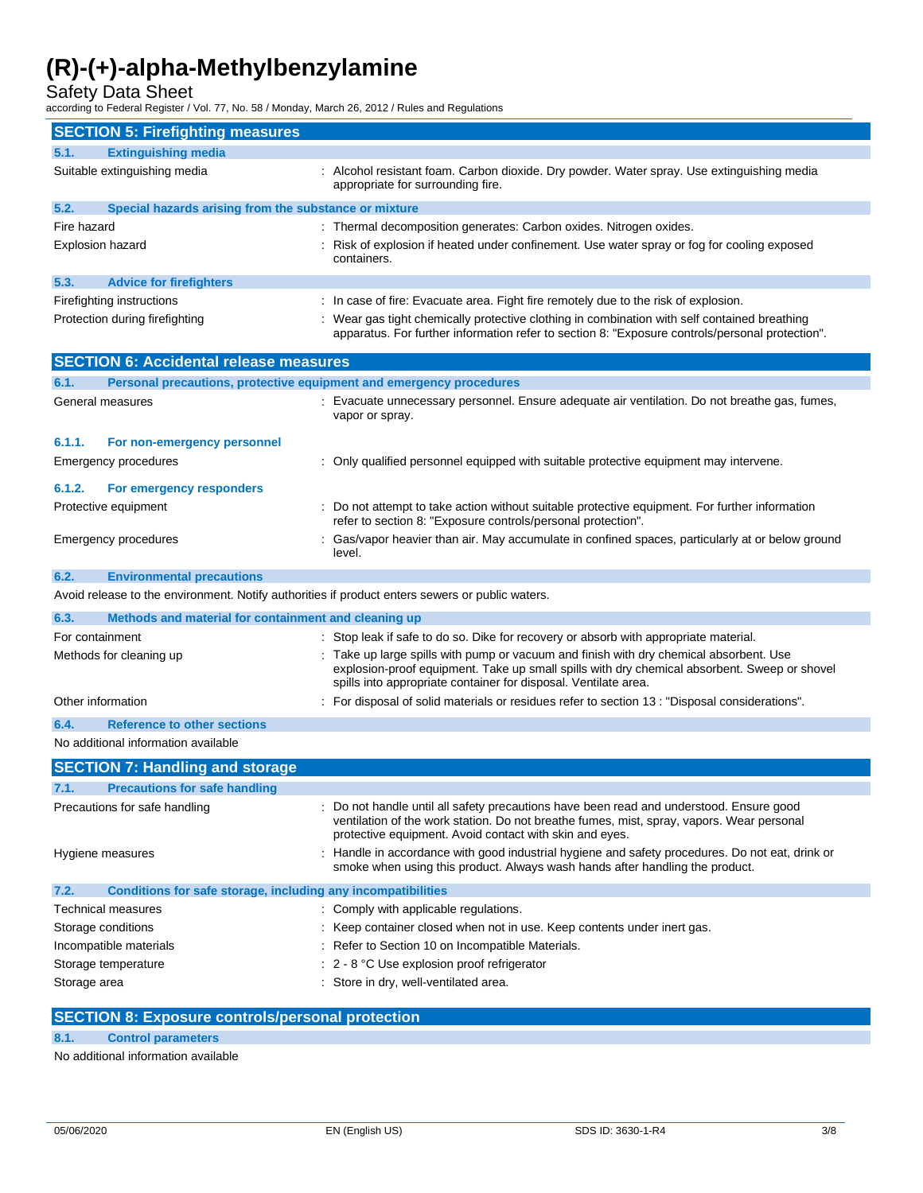## SECTION 5: Firefighting measures

### 5.1. Extinguishing media

| | |
|---|---|
| Suitable extinguishing media | : Alcohol resistant foam. Carbon dioxide. Dry powder. Water spray. Use extinguishing media appropriate for surrounding fire. |

### 5.2. Special hazards arising from the substance or mixture

| | |
|---|---|
| Fire hazard | : Thermal decomposition generates: Carbon oxides. Nitrogen oxides. |
| Explosion hazard | : Risk of explosion if heated under confinement. Use water spray or fog for cooling exposed containers. |

### 5.3. Advice for firefighters

| | |
|---|---|
| Firefighting instructions | : In case of fire: Evacuate area. Fight fire remotely due to the risk of explosion. |
| Protection during firefighting | : Wear gas tight chemically protective clothing in combination with self contained breathing apparatus. For further information refer to section 8: "Exposure controls/personal protection". |

## SECTION 6: Accidental release measures

### 6.1. Personal precautions, protective equipment and emergency procedures

| | |
|---|---|
| General measures | : Evacuate unnecessary personnel. Ensure adequate air ventilation. Do not breathe gas, fumes, vapor or spray. |

#### 6.1.1. For non-emergency personnel

| | |
|---|---|
| Emergency procedures | : Only qualified personnel equipped with suitable protective equipment may intervene. |

#### 6.1.2. For emergency responders

| | |
|---|---|
| Protective equipment | : Do not attempt to take action without suitable protective equipment. For further information refer to section 8: "Exposure controls/personal protection". |
| Emergency procedures | : Gas/vapor heavier than air. May accumulate in confined spaces, particularly at or below ground level. |

### 6.2. Environmental precautions

Avoid release to the environment. Notify authorities if product enters sewers or public waters.

### 6.3. Methods and material for containment and cleaning up

| | |
|---|---|
| For containment | : Stop leak if safe to do so. Dike for recovery or absorb with appropriate material. |
| Methods for cleaning up | : Take up large spills with pump or vacuum and finish with dry chemical absorbent. Use explosion-proof equipment. Take up small spills with dry chemical absorbent. Sweep or shovel spills into appropriate container for disposal. Ventilate area. |
| Other information | : For disposal of solid materials or residues refer to section 13 : "Disposal considerations". |

### 6.4. Reference to other sections

No additional information available

## SECTION 7: Handling and storage

### 7.1. Precautions for safe handling

| | |
|---|---|
| Precautions for safe handling | : Do not handle until all safety precautions have been read and understood. Ensure good ventilation of the work station. Do not breathe fumes, mist, spray, vapors. Wear personal protective equipment. Avoid contact with skin and eyes. |
| Hygiene measures | : Handle in accordance with good industrial hygiene and safety procedures. Do not eat, drink or smoke when using this product. Always wash hands after handling the product. |

### 7.2. Conditions for safe storage, including any incompatibilities

| | |
|---|---|
| Technical measures | : Comply with applicable regulations. |
| Storage conditions | : Keep container closed when not in use. Keep contents under inert gas. |
| Incompatible materials | : Refer to Section 10 on Incompatible Materials. |
| Storage temperature | : 2 - 8 °C Use explosion proof refrigerator |
| Storage area | : Store in dry, well-ventilated area. |

## SECTION 8: Exposure controls/personal protection

### 8.1. Control parameters

No additional information available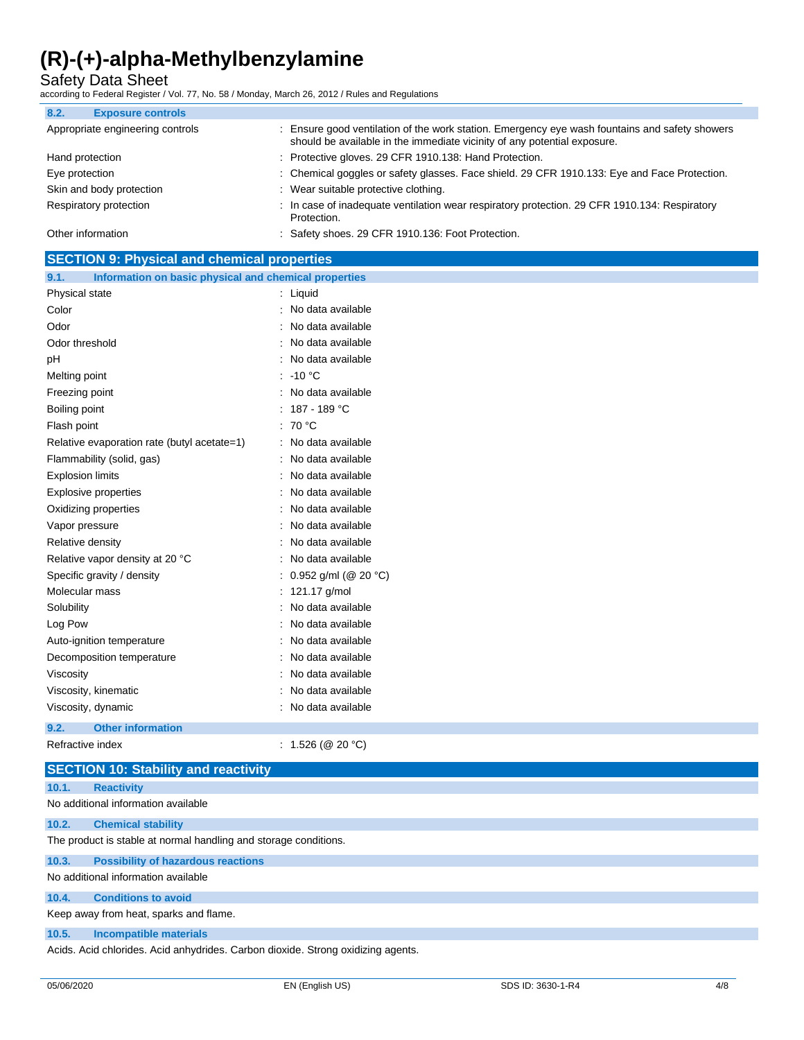### 8.2. Exposure controls

| | |
|---|---|
| Appropriate engineering controls | : Ensure good ventilation of the work station. Emergency eye wash fountains and safety showers should be available in the immediate vicinity of any potential exposure. |
| Hand protection | : Protective gloves. 29 CFR 1910.138: Hand Protection. |
| Eye protection | : Chemical goggles or safety glasses. Face shield. 29 CFR 1910.133: Eye and Face Protection. |
| Skin and body protection | : Wear suitable protective clothing. |
| Respiratory protection | : In case of inadequate ventilation wear respiratory protection. 29 CFR 1910.134: Respiratory Protection. |
| Other information | : Safety shoes. 29 CFR 1910.136: Foot Protection. |

## SECTION 9: Physical and chemical properties

### 9.1. Information on basic physical and chemical properties

| | |
|---|---|
| Physical state | : Liquid |
| Color | : No data available |
| Odor | : No data available |
| Odor threshold | : No data available |
| pH | : No data available |
| Melting point | : -10 °C |
| Freezing point | : No data available |
| Boiling point | : 187 - 189 °C |
| Flash point | : 70 °C |
| Relative evaporation rate (butyl acetate=1) | : No data available |
| Flammability (solid, gas) | : No data available |
| Explosion limits | : No data available |
| Explosive properties | : No data available |
| Oxidizing properties | : No data available |
| Vapor pressure | : No data available |
| Relative density | : No data available |
| Relative vapor density at 20 °C | : No data available |
| Specific gravity / density | : 0.952 g/ml (@ 20 °C) |
| Molecular mass | : 121.17 g/mol |
| Solubility | : No data available |
| Log Pow | : No data available |
| Auto-ignition temperature | : No data available |
| Decomposition temperature | : No data available |
| Viscosity | : No data available |
| Viscosity, kinematic | : No data available |
| Viscosity, dynamic | : No data available |

### 9.2. Other information

| | |
|---|---|
| Refractive index | : 1.526 (@ 20 °C) |

## SECTION 10: Stability and reactivity

### 10.1. Reactivity

No additional information available

### 10.2. Chemical stability

The product is stable at normal handling and storage conditions.

### 10.3. Possibility of hazardous reactions

No additional information available

### 10.4. Conditions to avoid

Keep away from heat, sparks and flame.

### 10.5. Incompatible materials

Acids. Acid chlorides. Acid anhydrides. Carbon dioxide. Strong oxidizing agents.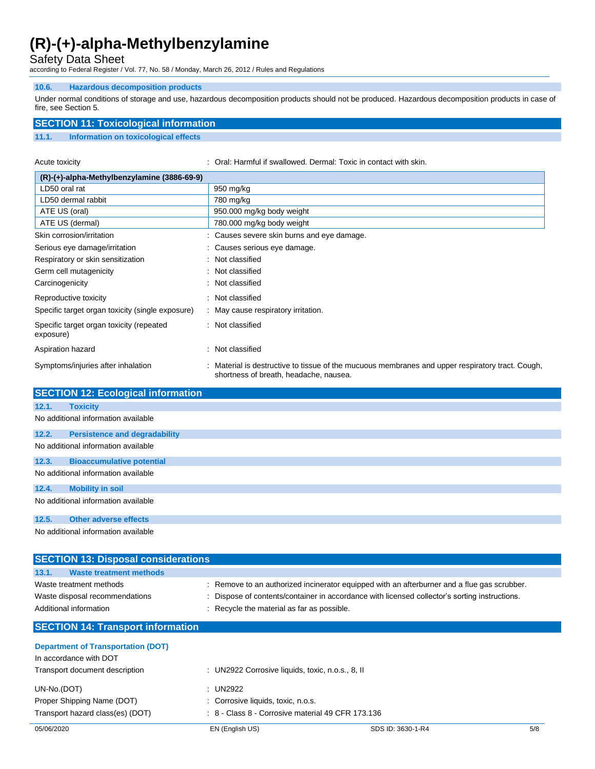#### 10.6. Hazardous decomposition products

Under normal conditions of storage and use, hazardous decomposition products should not be produced. Hazardous decomposition products in case of fire, see Section 5.

## SECTION 11: Toxicological information

### 11.1. Information on toxicological effects

Acute toxicity : Oral: Harmful if swallowed. Dermal: Toxic in contact with skin.

| (R)-(+)-alpha-Methylbenzylamine (3886-69-9) | |
|---|---|
| LD50 oral rat | 950 mg/kg |
| LD50 dermal rabbit | 780 mg/kg |
| ATE US (oral) | 950.000 mg/kg body weight |
| ATE US (dermal) | 780.000 mg/kg body weight |

Skin corrosion/irritation : Causes severe skin burns and eye damage.

Serious eye damage/irritation : Causes serious eye damage.

Respiratory or skin sensitization : Not classified

Germ cell mutagenicity : Not classified

Carcinogenicity : Not classified

Reproductive toxicity : Not classified

Specific target organ toxicity (single exposure) : May cause respiratory irritation.

Specific target organ toxicity (repeated exposure) : Not classified

Aspiration hazard : Not classified

Symptoms/injuries after inhalation : Material is destructive to tissue of the mucuous membranes and upper respiratory tract. Cough, shortness of breath, headache, nausea.

## SECTION 12: Ecological information

### 12.1. Toxicity

No additional information available

### 12.2. Persistence and degradability

No additional information available

### 12.3. Bioaccumulative potential

No additional information available

### 12.4. Mobility in soil

No additional information available

### 12.5. Other adverse effects

No additional information available

## SECTION 13: Disposal considerations

### 13.1. Waste treatment methods

Waste treatment methods : Remove to an authorized incinerator equipped with an afterburner and a flue gas scrubber.

Waste disposal recommendations : Dispose of contents/container in accordance with licensed collector's sorting instructions.

Additional information : Recycle the material as far as possible.

## SECTION 14: Transport information

**Department of Transportation (DOT)**

In accordance with DOT

Transport document description : UN2922 Corrosive liquids, toxic, n.o.s., 8, II

UN-No.(DOT) : UN2922

Proper Shipping Name (DOT) : Corrosive liquids, toxic, n.o.s.

Transport hazard class(es) (DOT) : 8 - Class 8 - Corrosive material 49 CFR 173.136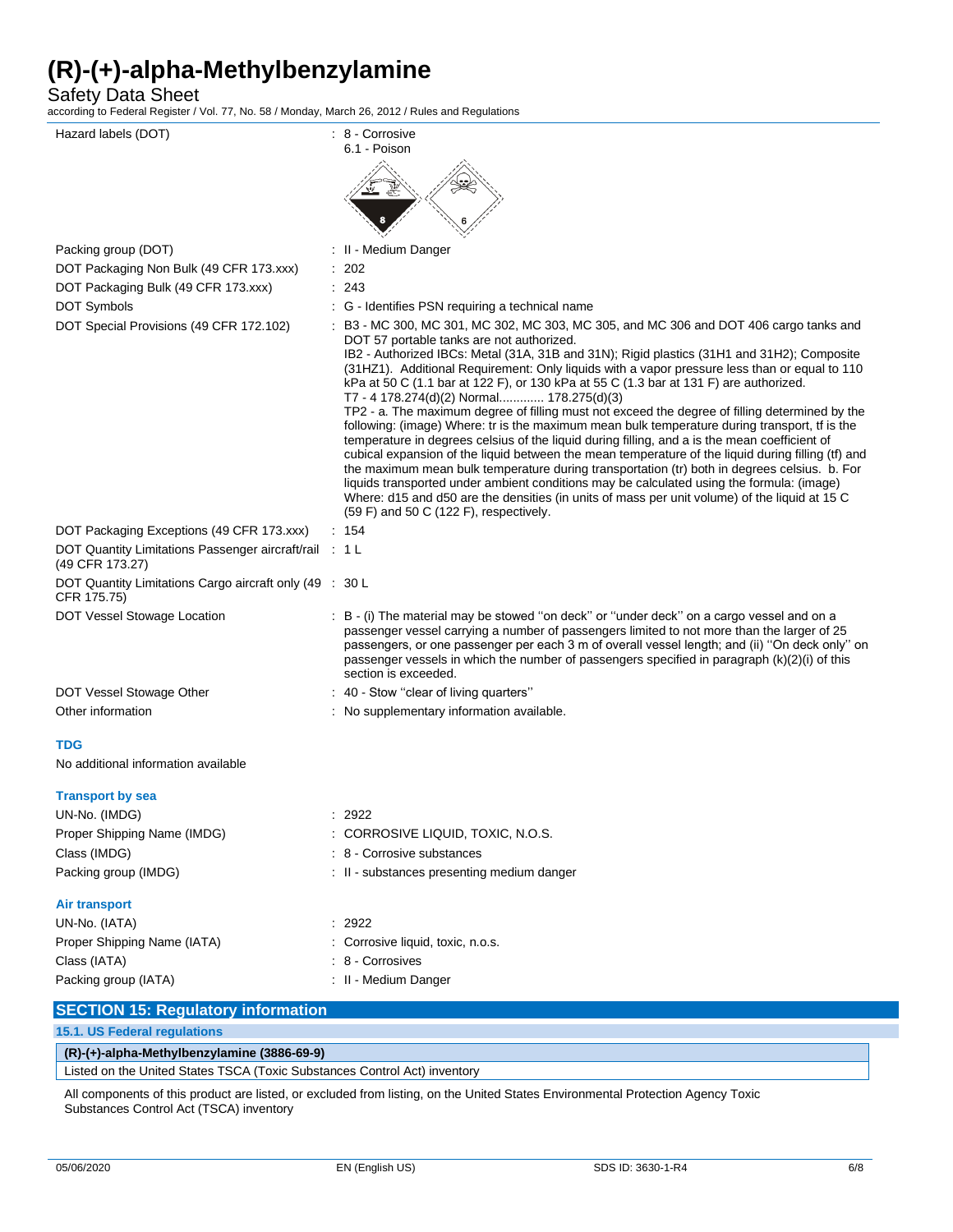| | |
|---|---|
| Hazard labels (DOT) | : 8 - Corrosive<br>6.1 - Poison |
| Packing group (DOT) | : II - Medium Danger |
| DOT Packaging Non Bulk (49 CFR 173.xxx) | : 202 |
| DOT Packaging Bulk (49 CFR 173.xxx) | : 243 |
| DOT Symbols | : G - Identifies PSN requiring a technical name |
| DOT Special Provisions (49 CFR 172.102) | : B3 - MC 300, MC 301, MC 302, MC 303, MC 305, and MC 306 and DOT 406 cargo tanks and DOT 57 portable tanks are not authorized.<br>IB2 - Authorized IBCs: Metal (31A, 31B and 31N); Rigid plastics (31H1 and 31H2); Composite (31HZ1). Additional Requirement: Only liquids with a vapor pressure less than or equal to 110 kPa at 50 C (1.1 bar at 122 F), or 130 kPa at 55 C (1.3 bar at 131 F) are authorized.<br>T7 - 4 178.274(d)(2) Normal............. 178.275(d)(3)<br>TP2 - a. The maximum degree of filling must not exceed the degree of filling determined by the following: (image) Where: tr is the maximum mean bulk temperature during transport, tf is the temperature in degrees celsius of the liquid during filling, and a is the mean coefficient of cubical expansion of the liquid between the mean temperature of the liquid during filling (tf) and the maximum mean bulk temperature during transportation (tr) both in degrees celsius. b. For liquids transported under ambient conditions may be calculated using the formula: (image) Where: d15 and d50 are the densities (in units of mass per unit volume) of the liquid at 15 C (59 F) and 50 C (122 F), respectively. |
| DOT Packaging Exceptions (49 CFR 173.xxx) | : 154 |
| DOT Quantity Limitations Passenger aircraft/rail (49 CFR 173.27) | : 1 L |
| DOT Quantity Limitations Cargo aircraft only (49 CFR 175.75) | : 30 L |
| DOT Vessel Stowage Location | : B - (i) The material may be stowed ''on deck'' or ''under deck'' on a cargo vessel and on a passenger vessel carrying a number of passengers limited to not more than the larger of 25 passengers, or one passenger per each 3 m of overall vessel length; and (ii) ''On deck only'' on passenger vessels in which the number of passengers specified in paragraph (k)(2)(i) of this section is exceeded. |
| DOT Vessel Stowage Other | : 40 - Stow ''clear of living quarters'' |
| Other information | : No supplementary information available. |

### TDG

No additional information available

### Transport by sea

| | |
|---|---|
| UN-No. (IMDG) | : 2922 |
| Proper Shipping Name (IMDG) | : CORROSIVE LIQUID, TOXIC, N.O.S. |
| Class (IMDG) | : 8 - Corrosive substances |
| Packing group (IMDG) | : II - substances presenting medium danger |

### Air transport

| | |
|---|---|
| UN-No. (IATA) | : 2922 |
| Proper Shipping Name (IATA) | : Corrosive liquid, toxic, n.o.s. |
| Class (IATA) | : 8 - Corrosives |
| Packing group (IATA) | : II - Medium Danger |

## SECTION 15: Regulatory information

### 15.1. US Federal regulations

| (R)-(+)-alpha-Methylbenzylamine (3886-69-9) |
|---|
| Listed on the United States TSCA (Toxic Substances Control Act) inventory |

All components of this product are listed, or excluded from listing, on the United States Environmental Protection Agency Toxic Substances Control Act (TSCA) inventory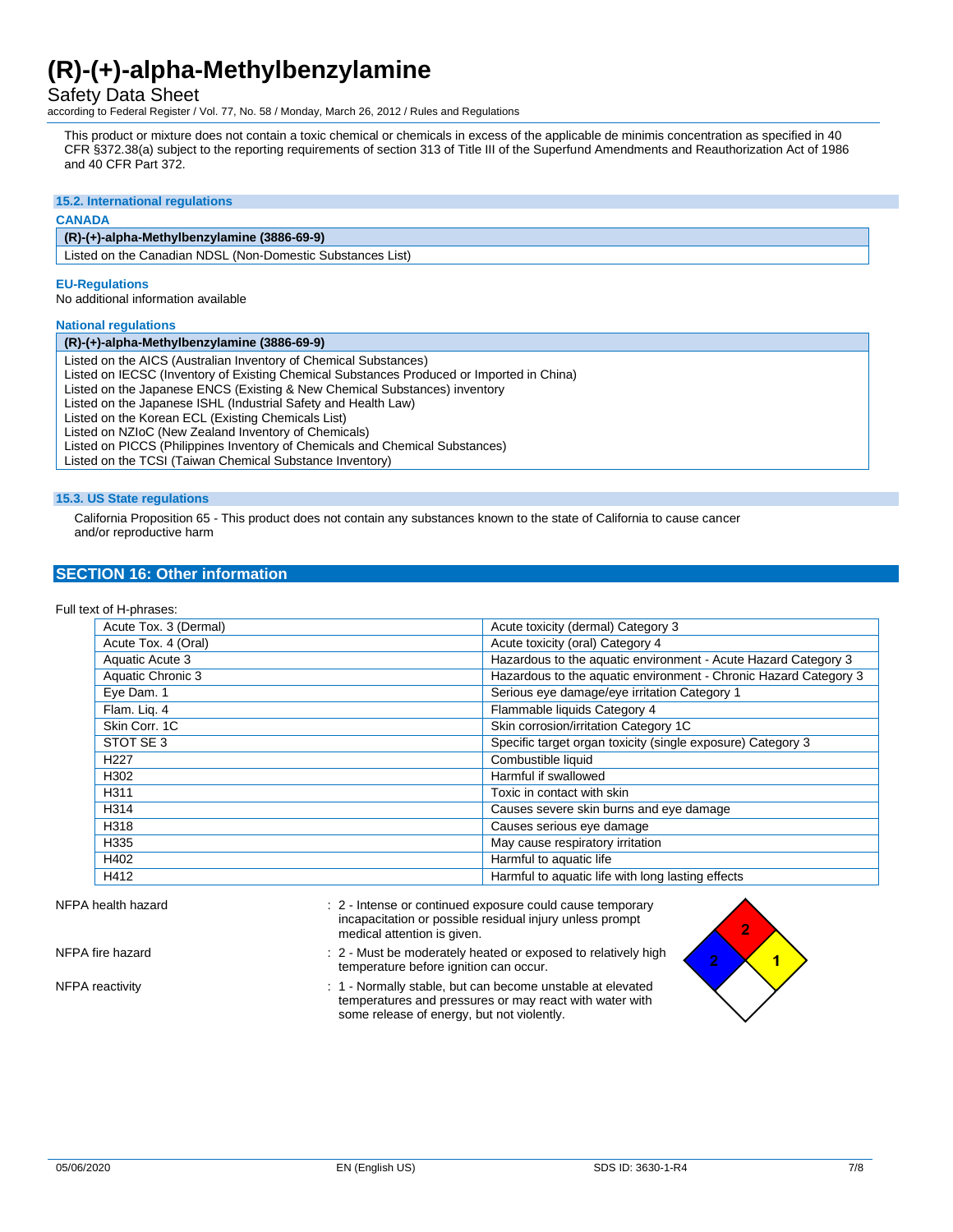This product or mixture does not contain a toxic chemical or chemicals in excess of the applicable de minimis concentration as specified in 40 CFR §372.38(a) subject to the reporting requirements of section 313 of Title III of the Superfund Amendments and Reauthorization Act of 1986 and 40 CFR Part 372.

### 15.2. International regulations

**CANADA**

| (R)-(+)-alpha-Methylbenzylamine (3886-69-9) |
|---|
| Listed on the Canadian NDSL (Non-Domestic Substances List) |

**EU-Regulations**

No additional information available

**National regulations**

| (R)-(+)-alpha-Methylbenzylamine (3886-69-9) |
|---|
| Listed on the AICS (Australian Inventory of Chemical Substances)<br>Listed on IECSC (Inventory of Existing Chemical Substances Produced or Imported in China)<br>Listed on the Japanese ENCS (Existing & New Chemical Substances) inventory<br>Listed on the Japanese ISHL (Industrial Safety and Health Law)<br>Listed on the Korean ECL (Existing Chemicals List)<br>Listed on NZIoC (New Zealand Inventory of Chemicals)<br>Listed on PICCS (Philippines Inventory of Chemicals and Chemical Substances)<br>Listed on the TCSI (Taiwan Chemical Substance Inventory) |

### 15.3. US State regulations

California Proposition 65 - This product does not contain any substances known to the state of California to cause cancer and/or reproductive harm

## SECTION 16: Other information

Full text of H-phrases:

| | |
|---|---|
| Acute Tox. 3 (Dermal) | Acute toxicity (dermal) Category 3 |
| Acute Tox. 4 (Oral) | Acute toxicity (oral) Category 4 |
| Aquatic Acute 3 | Hazardous to the aquatic environment - Acute Hazard Category 3 |
| Aquatic Chronic 3 | Hazardous to the aquatic environment - Chronic Hazard Category 3 |
| Eye Dam. 1 | Serious eye damage/eye irritation Category 1 |
| Flam. Liq. 4 | Flammable liquids Category 4 |
| Skin Corr. 1C | Skin corrosion/irritation Category 1C |
| STOT SE 3 | Specific target organ toxicity (single exposure) Category 3 |
| H227 | Combustible liquid |
| H302 | Harmful if swallowed |
| H311 | Toxic in contact with skin |
| H314 | Causes severe skin burns and eye damage |
| H318 | Causes serious eye damage |
| H335 | May cause respiratory irritation |
| H402 | Harmful to aquatic life |
| H412 | Harmful to aquatic life with long lasting effects |

NFPA health hazard : 2 - Intense or continued exposure could cause temporary incapacitation or possible residual injury unless prompt medical attention is given.

NFPA fire hazard : 2 - Must be moderately heated or exposed to relatively high temperature before ignition can occur.

NFPA reactivity : 1 - Normally stable, but can become unstable at elevated temperatures and pressures or may react with water with some release of energy, but not violently.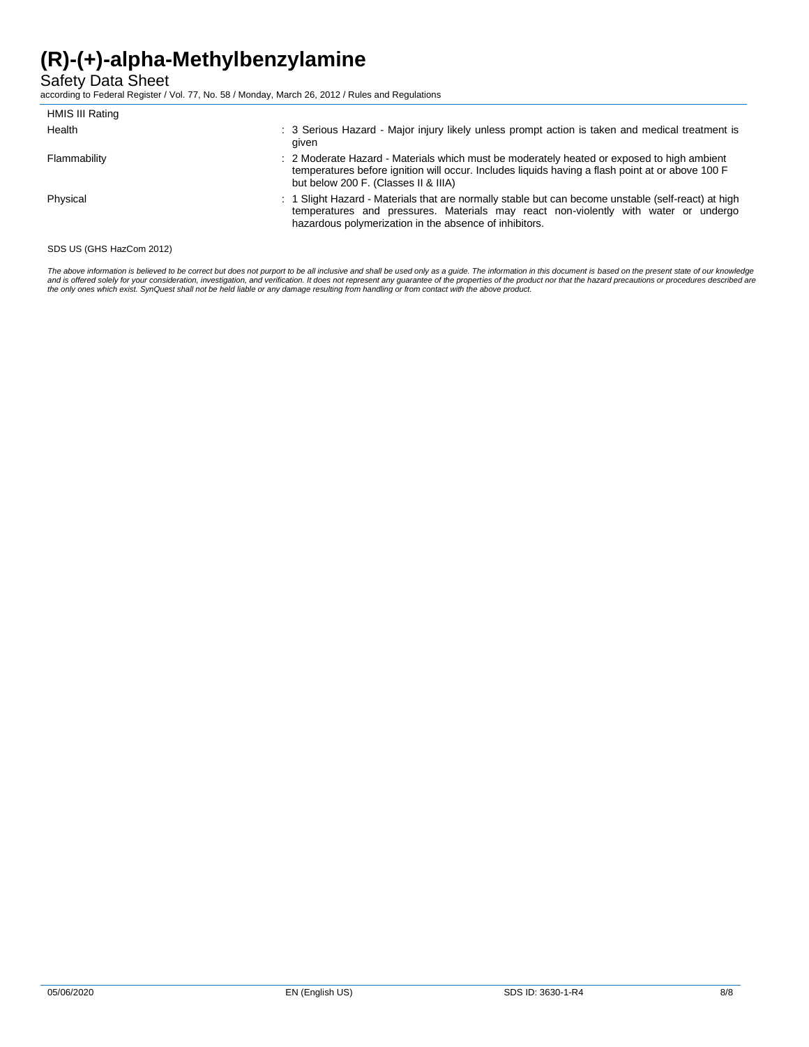HMIS III Rating

| | | |
|---|---|---|
| Health | : | 3 Serious Hazard - Major injury likely unless prompt action is taken and medical treatment is given |
| Flammability | : | 2 Moderate Hazard - Materials which must be moderately heated or exposed to high ambient temperatures before ignition will occur. Includes liquids having a flash point at or above 100 F but below 200 F. (Classes II & IIIA) |
| Physical | : | 1 Slight Hazard - Materials that are normally stable but can become unstable (self-react) at high temperatures and pressures. Materials may react non-violently with water or undergo hazardous polymerization in the absence of inhibitors. |

SDS US (GHS HazCom 2012)

*The above information is believed to be correct but does not purport to be all inclusive and shall be used only as a guide. The information in this document is based on the present state of our knowledge and is offered solely for your consideration, investigation, and verification. It does not represent any guarantee of the properties of the product nor that the hazard precautions or procedures described are the only ones which exist. SynQuest shall not be held liable or any damage resulting from handling or from contact with the above product.*